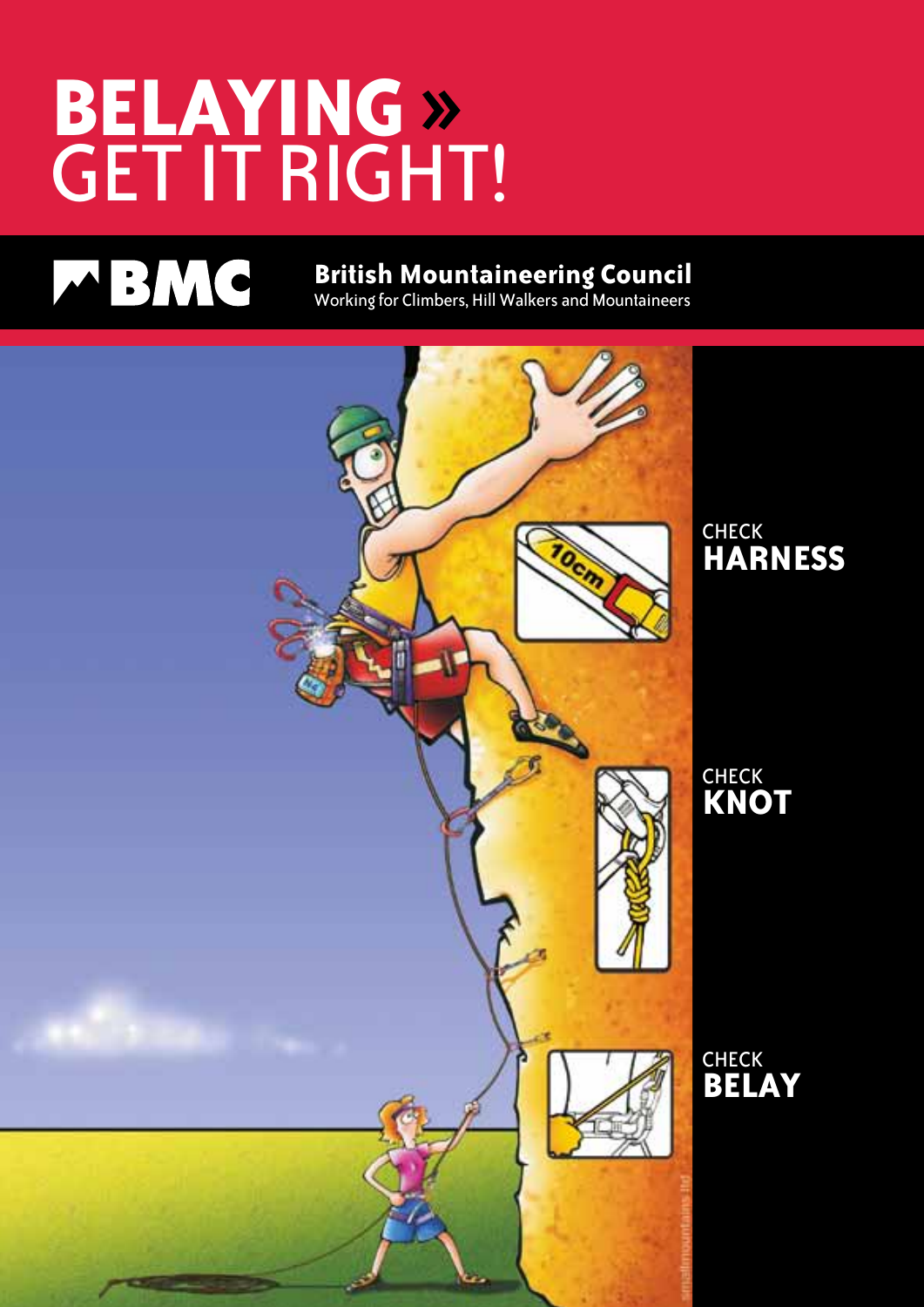# BELAYING » GET IT RIGHT!

**BMC**

**British Mountaineering Council**
Working for Climbers, Hill Walkers and Mountaineers

CHECK
**HARNESS**

CHECK
**KNOT**

CHECK
**BELAY**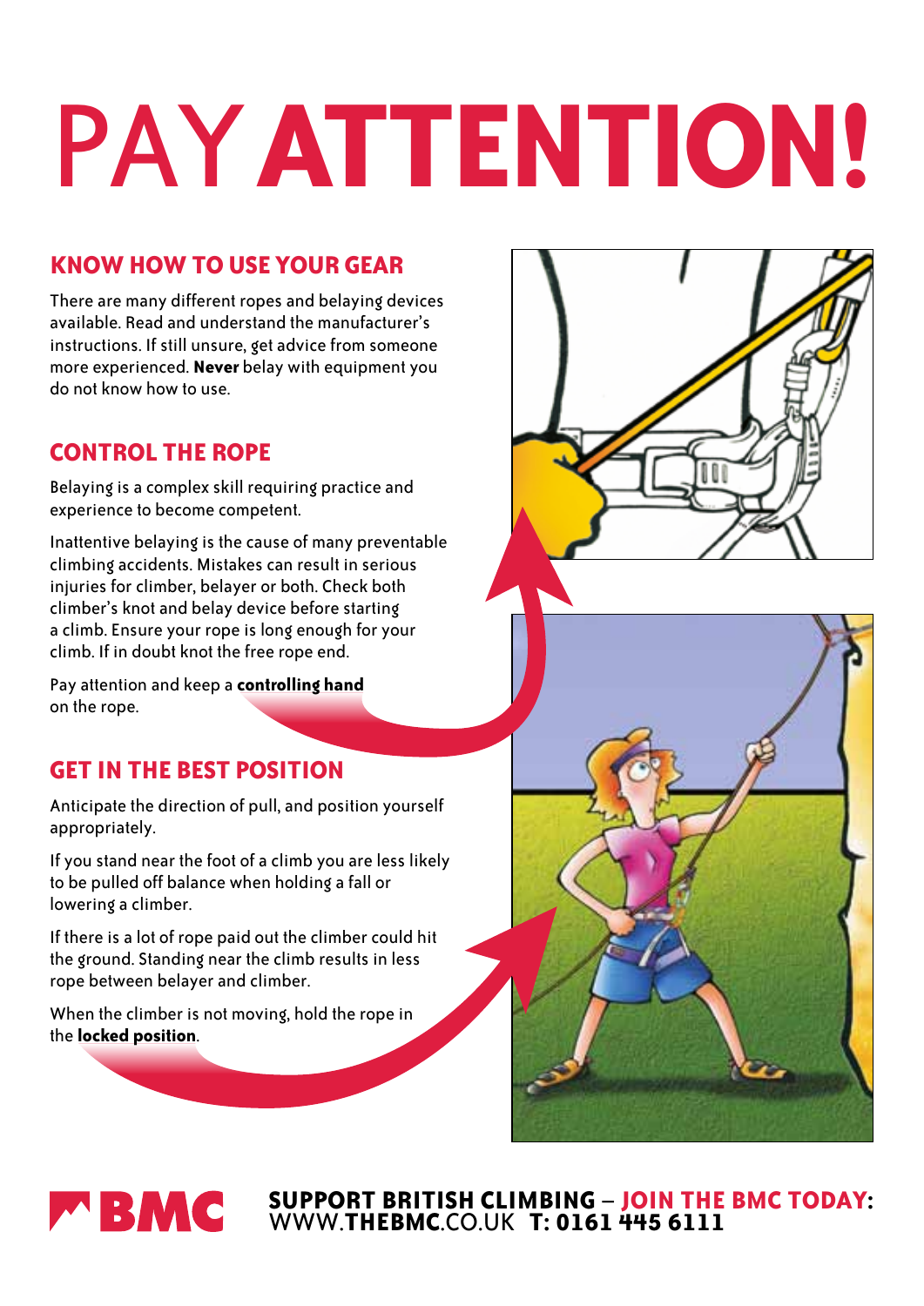# PAY ATTENTION!

## KNOW HOW TO USE YOUR GEAR

There are many different ropes and belaying devices available. Read and understand the manufacturer's instructions. If still unsure, get advice from someone more experienced. **Never** belay with equipment you do not know how to use.

## CONTROL THE ROPE

Belaying is a complex skill requiring practice and experience to become competent.

Inattentive belaying is the cause of many preventable climbing accidents. Mistakes can result in serious injuries for climber, belayer or both. Check both climber's knot and belay device before starting a climb. Ensure your rope is long enough for your climb. If in doubt knot the free rope end.

Pay attention and keep a **controlling hand** on the rope.

## GET IN THE BEST POSITION

Anticipate the direction of pull, and position yourself appropriately.

If you stand near the foot of a climb you are less likely to be pulled off balance when holding a fall or lowering a climber.

If there is a lot of rope paid out the climber could hit the ground. Standing near the climb results in less rope between belayer and climber.

When the climber is not moving, hold the rope in the **locked position**.

**SUPPORT BRITISH CLIMBING – JOIN THE BMC TODAY:**
WWW.**THEBMC**.CO.UK **T: 0161 445 6111**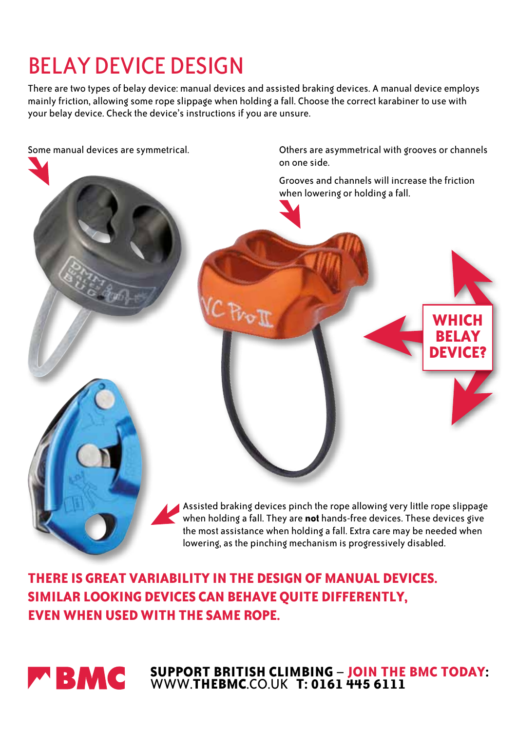# BELAY DEVICE DESIGN

There are two types of belay device: manual devices and assisted braking devices. A manual device employs mainly friction, allowing some rope slippage when holding a fall. Choose the correct karabiner to use with your belay device. Check the device's instructions if you are unsure.

Some manual devices are symmetrical.

Others are asymmetrical with grooves or channels on one side.

Grooves and channels will increase the friction when lowering or holding a fall.

**WHICH BELAY DEVICE?**

Assisted braking devices pinch the rope allowing very little rope slippage when holding a fall. They are **not** hands-free devices. These devices give the most assistance when holding a fall. Extra care may be needed when lowering, as the pinching mechanism is progressively disabled.

**THERE IS GREAT VARIABILITY IN THE DESIGN OF MANUAL DEVICES. SIMILAR LOOKING DEVICES CAN BEHAVE QUITE DIFFERENTLY, EVEN WHEN USED WITH THE SAME ROPE.**

**BMC**

**SUPPORT BRITISH CLIMBING – JOIN THE BMC TODAY:**
WWW.**THEBMC**.CO.UK **T: 0161 445 6111**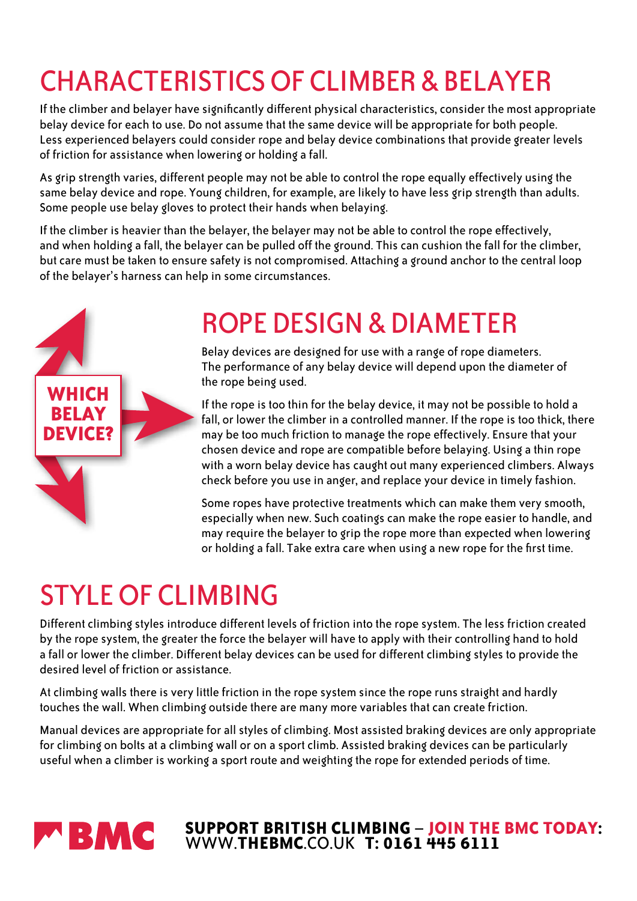# CHARACTERISTICS OF CLIMBER & BELAYER

If the climber and belayer have significantly different physical characteristics, consider the most appropriate belay device for each to use. Do not assume that the same device will be appropriate for both people. Less experienced belayers could consider rope and belay device combinations that provide greater levels of friction for assistance when lowering or holding a fall.

As grip strength varies, different people may not be able to control the rope equally effectively using the same belay device and rope. Young children, for example, are likely to have less grip strength than adults. Some people use belay gloves to protect their hands when belaying.

If the climber is heavier than the belayer, the belayer may not be able to control the rope effectively, and when holding a fall, the belayer can be pulled off the ground. This can cushion the fall for the climber, but care must be taken to ensure safety is not compromised. Attaching a ground anchor to the central loop of the belayer's harness can help in some circumstances.

**WHICH BELAY DEVICE?**

# ROPE DESIGN & DIAMETER

Belay devices are designed for use with a range of rope diameters. The performance of any belay device will depend upon the diameter of the rope being used.

If the rope is too thin for the belay device, it may not be possible to hold a fall, or lower the climber in a controlled manner. If the rope is too thick, there may be too much friction to manage the rope effectively. Ensure that your chosen device and rope are compatible before belaying. Using a thin rope with a worn belay device has caught out many experienced climbers. Always check before you use in anger, and replace your device in timely fashion.

Some ropes have protective treatments which can make them very smooth, especially when new. Such coatings can make the rope easier to handle, and may require the belayer to grip the rope more than expected when lowering or holding a fall. Take extra care when using a new rope for the first time.

# STYLE OF CLIMBING

Different climbing styles introduce different levels of friction into the rope system. The less friction created by the rope system, the greater the force the belayer will have to apply with their controlling hand to hold a fall or lower the climber. Different belay devices can be used for different climbing styles to provide the desired level of friction or assistance.

At climbing walls there is very little friction in the rope system since the rope runs straight and hardly touches the wall. When climbing outside there are many more variables that can create friction.

Manual devices are appropriate for all styles of climbing. Most assisted braking devices are only appropriate for climbing on bolts at a climbing wall or on a sport climb. Assisted braking devices can be particularly useful when a climber is working a sport route and weighting the rope for extended periods of time.

BMC

**SUPPORT BRITISH CLIMBING – JOIN THE BMC TODAY:**
WWW.**THEBMC**.CO.UK **T: 0161 445 6111**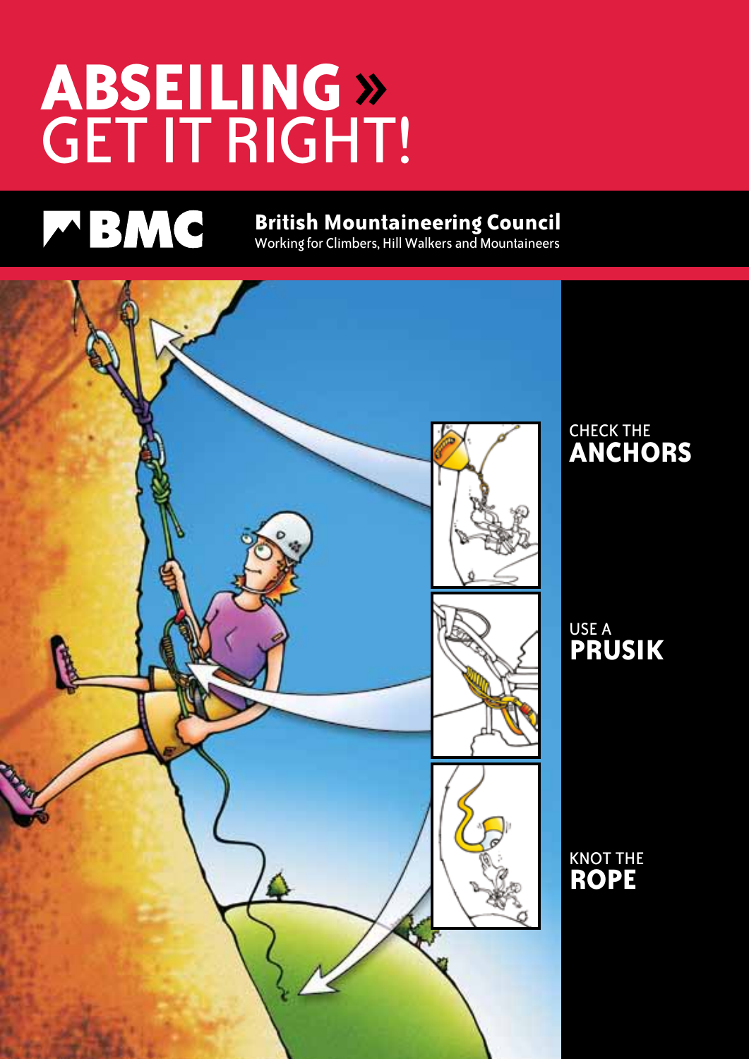# ABSEILING » GET IT RIGHT!

**British Mountaineering Council**
Working for Climbers, Hill Walkers and Mountaineers

CHECK THE **ANCHORS**

USE A **PRUSIK**

KNOT THE **ROPE**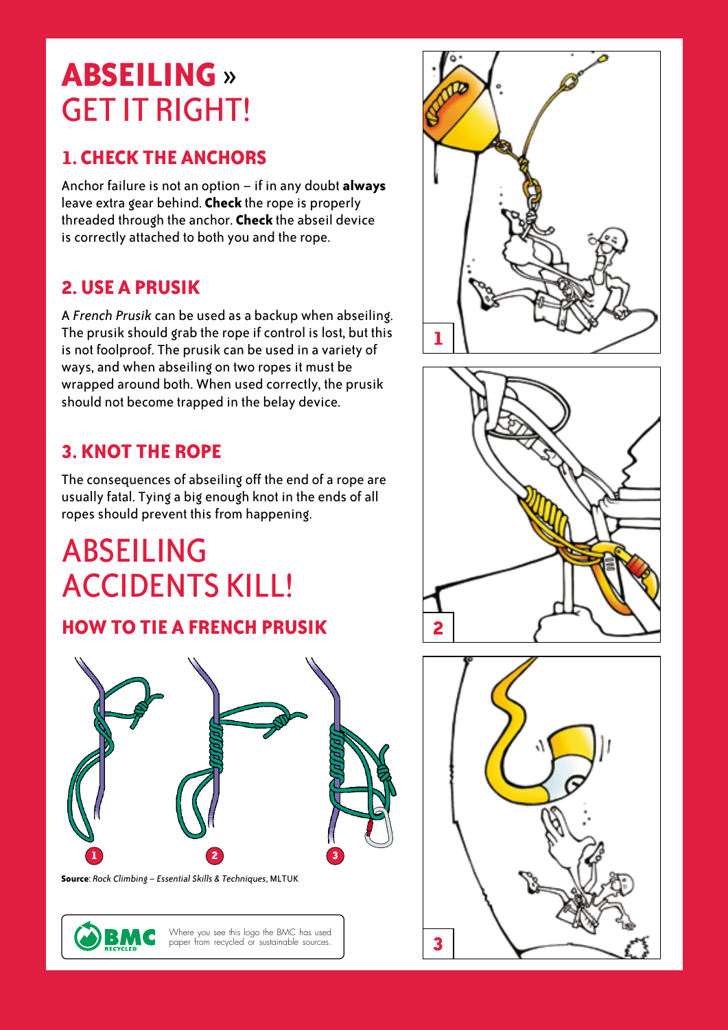# ABSEILING » GET IT RIGHT!

## 1. CHECK THE ANCHORS

Anchor failure is not an option – if in any doubt **always** leave extra gear behind. **Check** the rope is properly threaded through the anchor. **Check** the abseil device is correctly attached to both you and the rope.

## 2. USE A PRUSIK

A *French Prusik* can be used as a backup when abseiling. The prusik should grab the rope if control is lost, but this is not foolproof. The prusik can be used in a variety of ways, and when abseiling on two ropes it must be wrapped around both. When used correctly, the prusik should not become trapped in the belay device.

## 3. KNOT THE ROPE

The consequences of abseiling off the end of a rope are usually fatal. Tying a big enough knot in the ends of all ropes should prevent this from happening.

# ABSEILING ACCIDENTS KILL!

## HOW TO TIE A FRENCH PRUSIK

1

2

3

**Source**: *Rock Climbing – Essential Skills & Techniques*, MLTUK

BMC RECYCLED

Where you see this logo the BMC has used paper from recycled or sustainable sources.

1

2

3